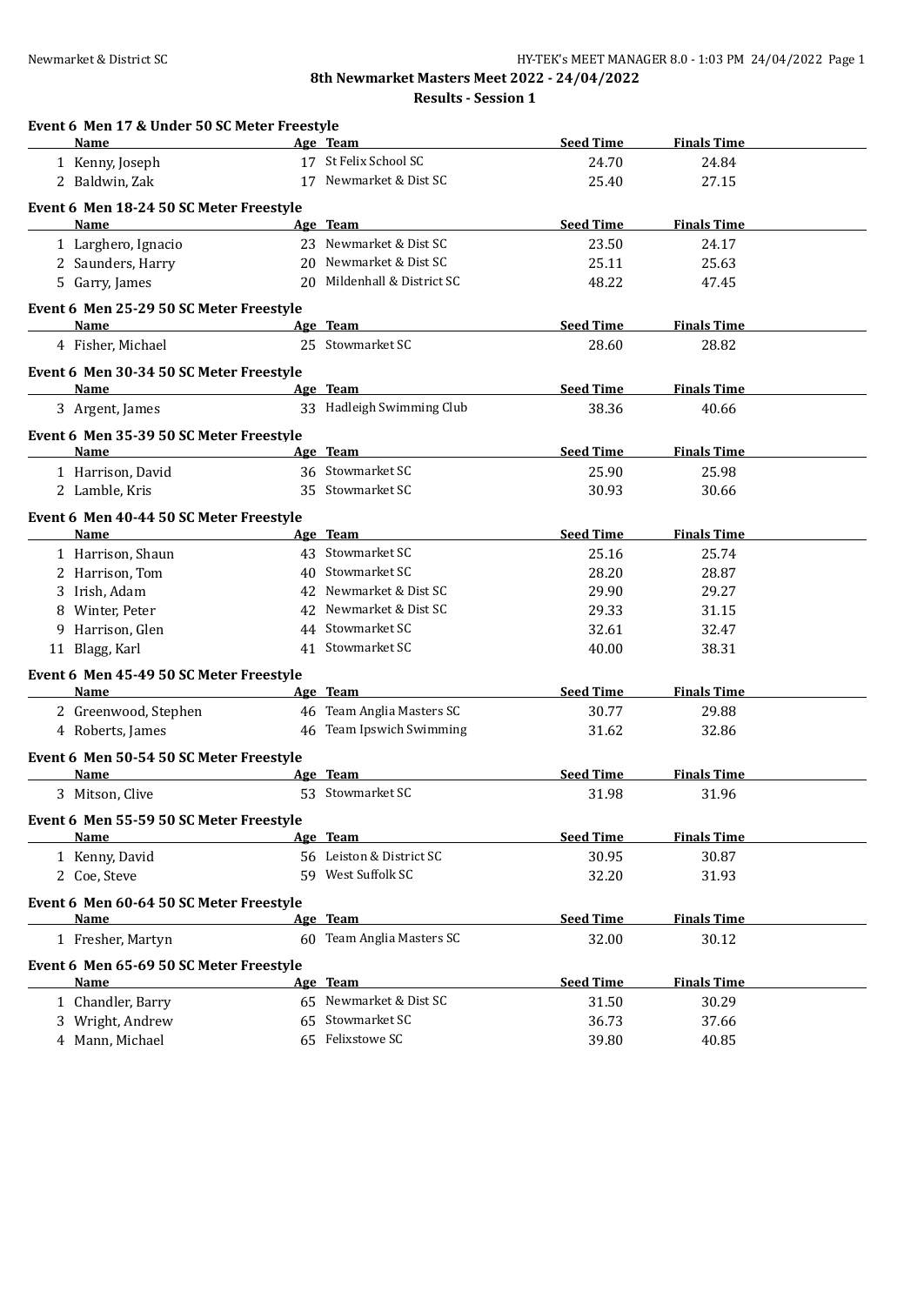# 8th Newmarket Masters Meet 2022 - 24/04/2022

## Results - Session 1

### Event 6 Men 17 & Under 50 SC Meter Freestyle

| | Name | Age | Team | Seed Time | Finals Time |
|---|---|---|---|---|---|
| 1 | Kenny, Joseph | 17 | St Felix School SC | 24.70 | 24.84 |
| 2 | Baldwin, Zak | 17 | Newmarket & Dist SC | 25.40 | 27.15 |

### Event 6 Men 18-24 50 SC Meter Freestyle

| | Name | Age | Team | Seed Time | Finals Time |
|---|---|---|---|---|---|
| 1 | Larghero, Ignacio | 23 | Newmarket & Dist SC | 23.50 | 24.17 |
| 2 | Saunders, Harry | 20 | Newmarket & Dist SC | 25.11 | 25.63 |
| 5 | Garry, James | 20 | Mildenhall & District SC | 48.22 | 47.45 |

### Event 6 Men 25-29 50 SC Meter Freestyle

| | Name | Age | Team | Seed Time | Finals Time |
|---|---|---|---|---|---|
| 4 | Fisher, Michael | 25 | Stowmarket SC | 28.60 | 28.82 |

### Event 6 Men 30-34 50 SC Meter Freestyle

| | Name | Age | Team | Seed Time | Finals Time |
|---|---|---|---|---|---|
| 3 | Argent, James | 33 | Hadleigh Swimming Club | 38.36 | 40.66 |

### Event 6 Men 35-39 50 SC Meter Freestyle

| | Name | Age | Team | Seed Time | Finals Time |
|---|---|---|---|---|---|
| 1 | Harrison, David | 36 | Stowmarket SC | 25.90 | 25.98 |
| 2 | Lamble, Kris | 35 | Stowmarket SC | 30.93 | 30.66 |

### Event 6 Men 40-44 50 SC Meter Freestyle

| | Name | Age | Team | Seed Time | Finals Time |
|---|---|---|---|---|---|
| 1 | Harrison, Shaun | 43 | Stowmarket SC | 25.16 | 25.74 |
| 2 | Harrison, Tom | 40 | Stowmarket SC | 28.20 | 28.87 |
| 3 | Irish, Adam | 42 | Newmarket & Dist SC | 29.90 | 29.27 |
| 8 | Winter, Peter | 42 | Newmarket & Dist SC | 29.33 | 31.15 |
| 9 | Harrison, Glen | 44 | Stowmarket SC | 32.61 | 32.47 |
| 11 | Blagg, Karl | 41 | Stowmarket SC | 40.00 | 38.31 |

### Event 6 Men 45-49 50 SC Meter Freestyle

| | Name | Age | Team | Seed Time | Finals Time |
|---|---|---|---|---|---|
| 2 | Greenwood, Stephen | 46 | Team Anglia Masters SC | 30.77 | 29.88 |
| 4 | Roberts, James | 46 | Team Ipswich Swimming | 31.62 | 32.86 |

### Event 6 Men 50-54 50 SC Meter Freestyle

| | Name | Age | Team | Seed Time | Finals Time |
|---|---|---|---|---|---|
| 3 | Mitson, Clive | 53 | Stowmarket SC | 31.98 | 31.96 |

### Event 6 Men 55-59 50 SC Meter Freestyle

| | Name | Age | Team | Seed Time | Finals Time |
|---|---|---|---|---|---|
| 1 | Kenny, David | 56 | Leiston & District SC | 30.95 | 30.87 |
| 2 | Coe, Steve | 59 | West Suffolk SC | 32.20 | 31.93 |

### Event 6 Men 60-64 50 SC Meter Freestyle

| | Name | Age | Team | Seed Time | Finals Time |
|---|---|---|---|---|---|
| 1 | Fresher, Martyn | 60 | Team Anglia Masters SC | 32.00 | 30.12 |

### Event 6 Men 65-69 50 SC Meter Freestyle

| | Name | Age | Team | Seed Time | Finals Time |
|---|---|---|---|---|---|
| 1 | Chandler, Barry | 65 | Newmarket & Dist SC | 31.50 | 30.29 |
| 3 | Wright, Andrew | 65 | Stowmarket SC | 36.73 | 37.66 |
| 4 | Mann, Michael | 65 | Felixstowe SC | 39.80 | 40.85 |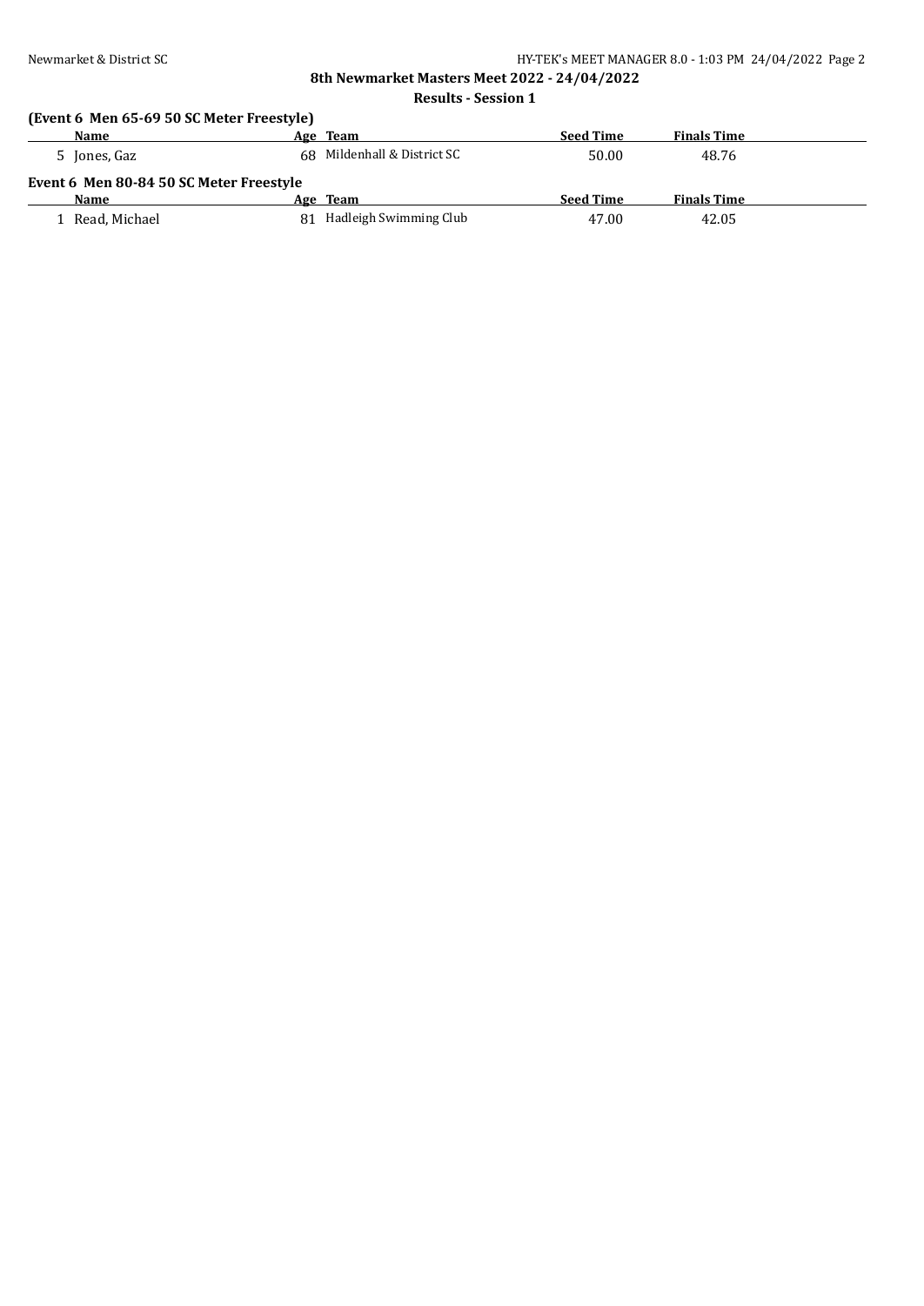### (Event 6 Men 65-69 50 SC Meter Freestyle)

| | Name | Age | Team | Seed Time | Finals Time |
|---|---|---|---|---|---|
| 5 | Jones, Gaz | 68 | Mildenhall & District SC | 50.00 | 48.76 |

### Event 6 Men 80-84 50 SC Meter Freestyle

| | Name | Age | Team | Seed Time | Finals Time |
|---|---|---|---|---|---|
| 1 | Read, Michael | 81 | Hadleigh Swimming Club | 47.00 | 42.05 |